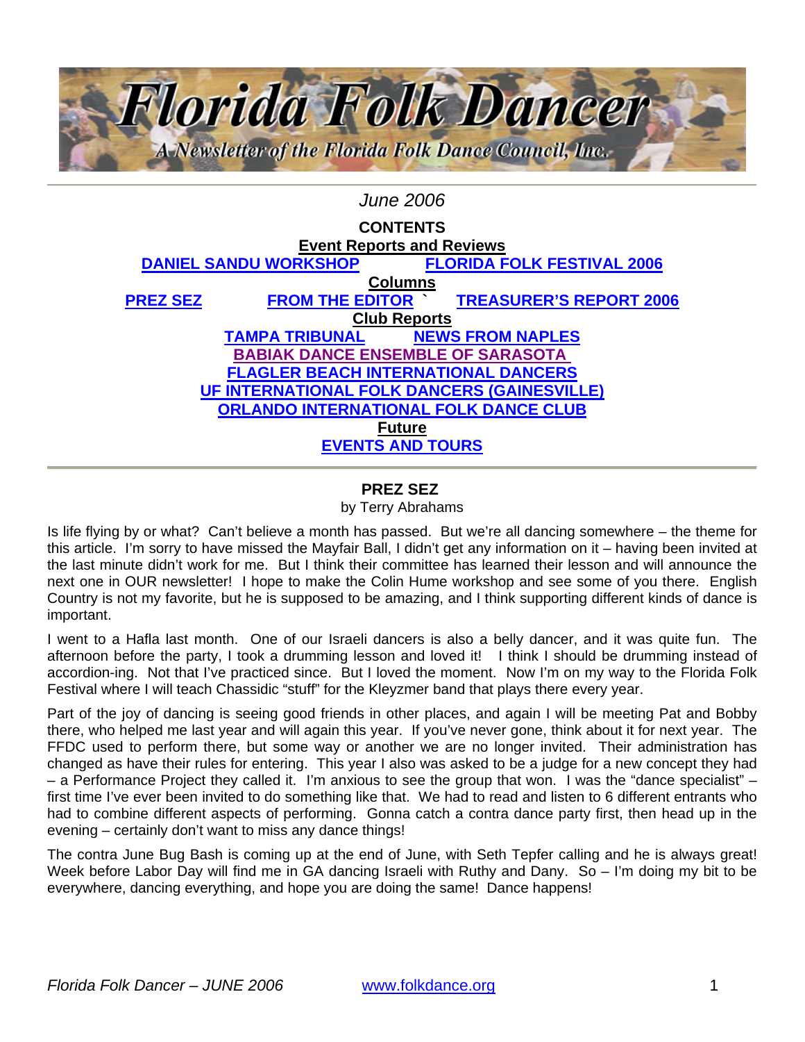# Florida Folk Dancer

*A Newsletter of the Florida Folk Dance Council, Inc.*

*June 2006*

**CONTENTS**

**Event Reports and Reviews**

DANIEL SANDU WORKSHOP — FLORIDA FOLK FESTIVAL 2006

**Columns**

PREZ SEZ — FROM THE EDITOR ` — TREASURER'S REPORT 2006

**Club Reports**

TAMPA TRIBUNAL — NEWS FROM NAPLES

BABIAK DANCE ENSEMBLE OF SARASOTA

FLAGLER BEACH INTERNATIONAL DANCERS

UF INTERNATIONAL FOLK DANCERS (GAINESVILLE)

ORLANDO INTERNATIONAL FOLK DANCE CLUB

**Future**

EVENTS AND TOURS

---

## PREZ SEZ

by Terry Abrahams

Is life flying by or what? Can't believe a month has passed. But we're all dancing somewhere – the theme for this article. I'm sorry to have missed the Mayfair Ball, I didn't get any information on it – having been invited at the last minute didn't work for me. But I think their committee has learned their lesson and will announce the next one in OUR newsletter! I hope to make the Colin Hume workshop and see some of you there. English Country is not my favorite, but he is supposed to be amazing, and I think supporting different kinds of dance is important.

I went to a Hafla last month. One of our Israeli dancers is also a belly dancer, and it was quite fun. The afternoon before the party, I took a drumming lesson and loved it! I think I should be drumming instead of accordion-ing. Not that I've practiced since. But I loved the moment. Now I'm on my way to the Florida Folk Festival where I will teach Chassidic "stuff" for the Kleyzmer band that plays there every year.

Part of the joy of dancing is seeing good friends in other places, and again I will be meeting Pat and Bobby there, who helped me last year and will again this year. If you've never gone, think about it for next year. The FFDC used to perform there, but some way or another we are no longer invited. Their administration has changed as have their rules for entering. This year I also was asked to be a judge for a new concept they had – a Performance Project they called it. I'm anxious to see the group that won. I was the "dance specialist" – first time I've ever been invited to do something like that. We had to read and listen to 6 different entrants who had to combine different aspects of performing. Gonna catch a contra dance party first, then head up in the evening – certainly don't want to miss any dance things!

The contra June Bug Bash is coming up at the end of June, with Seth Tepfer calling and he is always great! Week before Labor Day will find me in GA dancing Israeli with Ruthy and Dany. So – I'm doing my bit to be everywhere, dancing everything, and hope you are doing the same! Dance happens!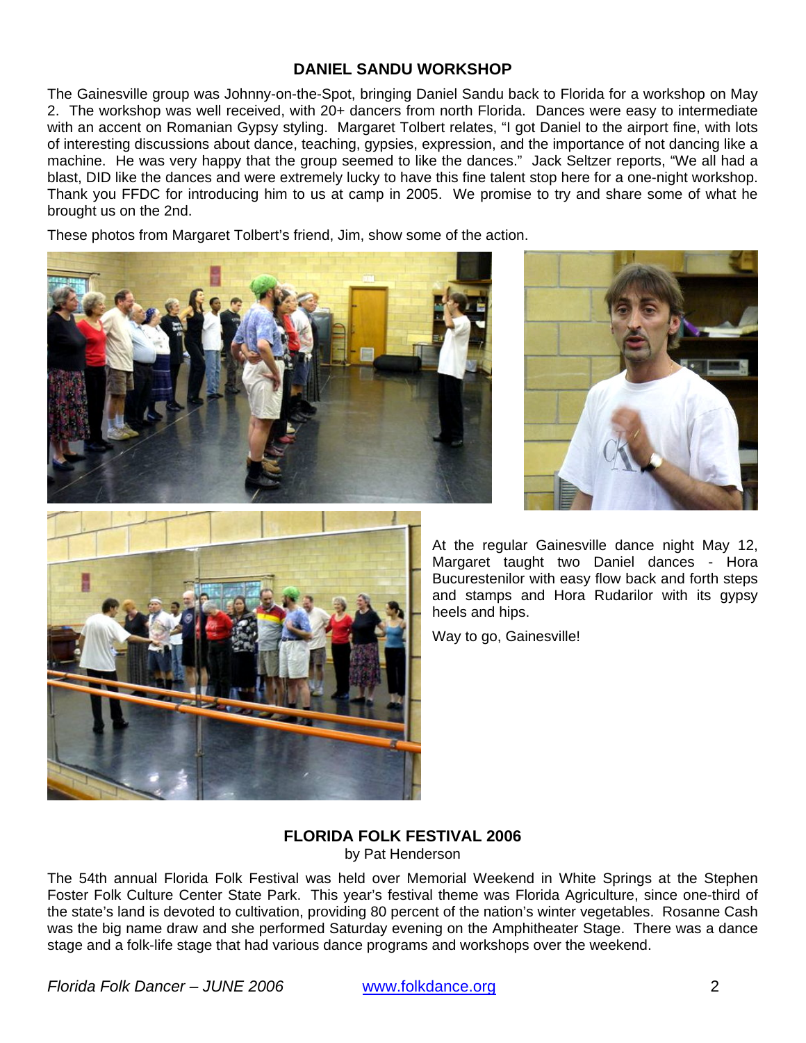## DANIEL SANDU WORKSHOP

The Gainesville group was Johnny-on-the-Spot, bringing Daniel Sandu back to Florida for a workshop on May 2. The workshop was well received, with 20+ dancers from north Florida. Dances were easy to intermediate with an accent on Romanian Gypsy styling. Margaret Tolbert relates, "I got Daniel to the airport fine, with lots of interesting discussions about dance, teaching, gypsies, expression, and the importance of not dancing like a machine. He was very happy that the group seemed to like the dances." Jack Seltzer reports, "We all had a blast, DID like the dances and were extremely lucky to have this fine talent stop here for a one-night workshop. Thank you FFDC for introducing him to us at camp in 2005. We promise to try and share some of what he brought us on the 2nd.

These photos from Margaret Tolbert's friend, Jim, show some of the action.

At the regular Gainesville dance night May 12, Margaret taught two Daniel dances - Hora Bucurestenilor with easy flow back and forth steps and stamps and Hora Rudarilor with its gypsy heels and hips.

Way to go, Gainesville!

## FLORIDA FOLK FESTIVAL 2006

by Pat Henderson

The 54th annual Florida Folk Festival was held over Memorial Weekend in White Springs at the Stephen Foster Folk Culture Center State Park. This year's festival theme was Florida Agriculture, since one-third of the state's land is devoted to cultivation, providing 80 percent of the nation's winter vegetables. Rosanne Cash was the big name draw and she performed Saturday evening on the Amphitheater Stage. There was a dance stage and a folk-life stage that had various dance programs and workshops over the weekend.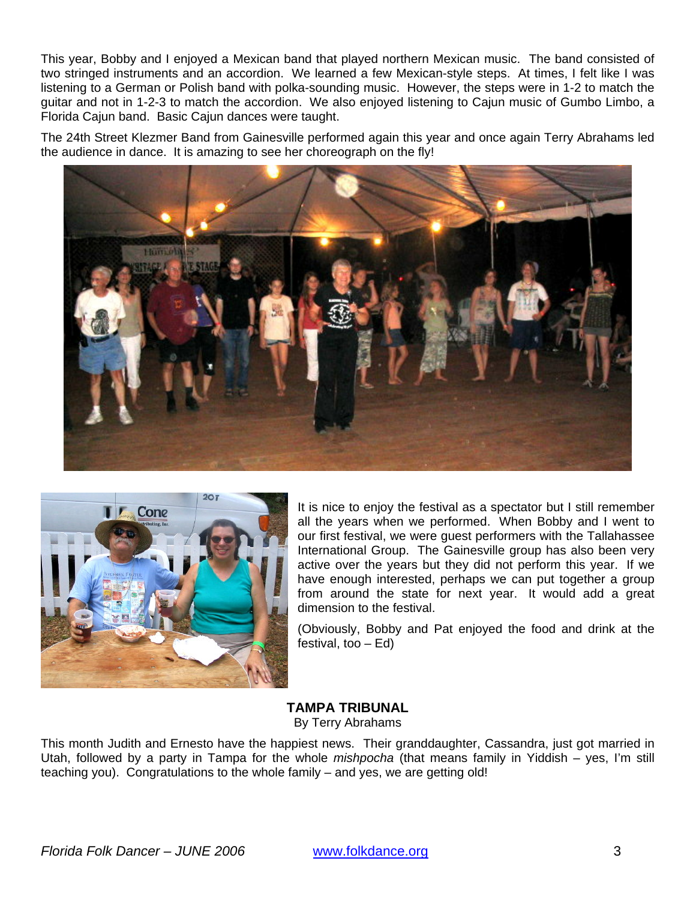This year, Bobby and I enjoyed a Mexican band that played northern Mexican music. The band consisted of two stringed instruments and an accordion. We learned a few Mexican-style steps. At times, I felt like I was listening to a German or Polish band with polka-sounding music. However, the steps were in 1-2 to match the guitar and not in 1-2-3 to match the accordion. We also enjoyed listening to Cajun music of Gumbo Limbo, a Florida Cajun band. Basic Cajun dances were taught.

The 24th Street Klezmer Band from Gainesville performed again this year and once again Terry Abrahams led the audience in dance. It is amazing to see her choreograph on the fly!

It is nice to enjoy the festival as a spectator but I still remember all the years when we performed. When Bobby and I went to our first festival, we were guest performers with the Tallahassee International Group. The Gainesville group has also been very active over the years but they did not perform this year. If we have enough interested, perhaps we can put together a group from around the state for next year. It would add a great dimension to the festival.

(Obviously, Bobby and Pat enjoyed the food and drink at the festival, too – Ed)

## TAMPA TRIBUNAL

By Terry Abrahams

This month Judith and Ernesto have the happiest news. Their granddaughter, Cassandra, just got married in Utah, followed by a party in Tampa for the whole *mishpocha* (that means family in Yiddish – yes, I'm still teaching you). Congratulations to the whole family – and yes, we are getting old!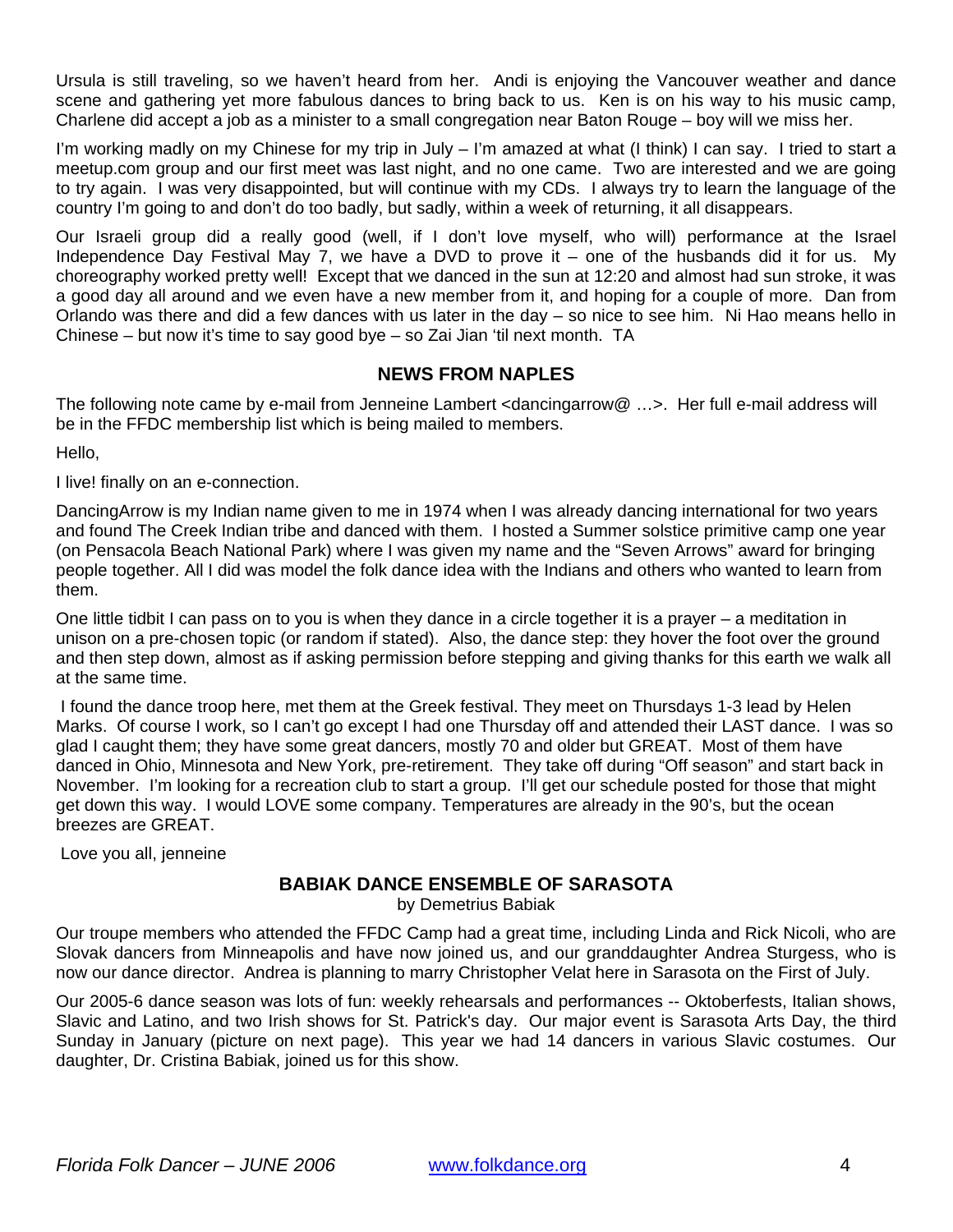Ursula is still traveling, so we haven't heard from her. Andi is enjoying the Vancouver weather and dance scene and gathering yet more fabulous dances to bring back to us. Ken is on his way to his music camp, Charlene did accept a job as a minister to a small congregation near Baton Rouge – boy will we miss her.

I'm working madly on my Chinese for my trip in July – I'm amazed at what (I think) I can say. I tried to start a meetup.com group and our first meet was last night, and no one came. Two are interested and we are going to try again. I was very disappointed, but will continue with my CDs. I always try to learn the language of the country I'm going to and don't do too badly, but sadly, within a week of returning, it all disappears.

Our Israeli group did a really good (well, if I don't love myself, who will) performance at the Israel Independence Day Festival May 7, we have a DVD to prove it – one of the husbands did it for us. My choreography worked pretty well! Except that we danced in the sun at 12:20 and almost had sun stroke, it was a good day all around and we even have a new member from it, and hoping for a couple of more. Dan from Orlando was there and did a few dances with us later in the day – so nice to see him. Ni Hao means hello in Chinese – but now it's time to say good bye – so Zai Jian 'til next month. TA

## NEWS FROM NAPLES

The following note came by e-mail from Jenneine Lambert <dancingarrow@ …>. Her full e-mail address will be in the FFDC membership list which is being mailed to members.

Hello,

I live! finally on an e-connection.

DancingArrow is my Indian name given to me in 1974 when I was already dancing international for two years and found The Creek Indian tribe and danced with them. I hosted a Summer solstice primitive camp one year (on Pensacola Beach National Park) where I was given my name and the "Seven Arrows" award for bringing people together. All I did was model the folk dance idea with the Indians and others who wanted to learn from them.

One little tidbit I can pass on to you is when they dance in a circle together it is a prayer – a meditation in unison on a pre-chosen topic (or random if stated). Also, the dance step: they hover the foot over the ground and then step down, almost as if asking permission before stepping and giving thanks for this earth we walk all at the same time.

I found the dance troop here, met them at the Greek festival. They meet on Thursdays 1-3 lead by Helen Marks. Of course I work, so I can't go except I had one Thursday off and attended their LAST dance. I was so glad I caught them; they have some great dancers, mostly 70 and older but GREAT. Most of them have danced in Ohio, Minnesota and New York, pre-retirement. They take off during "Off season" and start back in November. I'm looking for a recreation club to start a group. I'll get our schedule posted for those that might get down this way. I would LOVE some company. Temperatures are already in the 90's, but the ocean breezes are GREAT.

Love you all, jenneine

## BABIAK DANCE ENSEMBLE OF SARASOTA

by Demetrius Babiak

Our troupe members who attended the FFDC Camp had a great time, including Linda and Rick Nicoli, who are Slovak dancers from Minneapolis and have now joined us, and our granddaughter Andrea Sturgess, who is now our dance director. Andrea is planning to marry Christopher Velat here in Sarasota on the First of July.

Our 2005-6 dance season was lots of fun: weekly rehearsals and performances -- Oktoberfests, Italian shows, Slavic and Latino, and two Irish shows for St. Patrick's day. Our major event is Sarasota Arts Day, the third Sunday in January (picture on next page). This year we had 14 dancers in various Slavic costumes. Our daughter, Dr. Cristina Babiak, joined us for this show.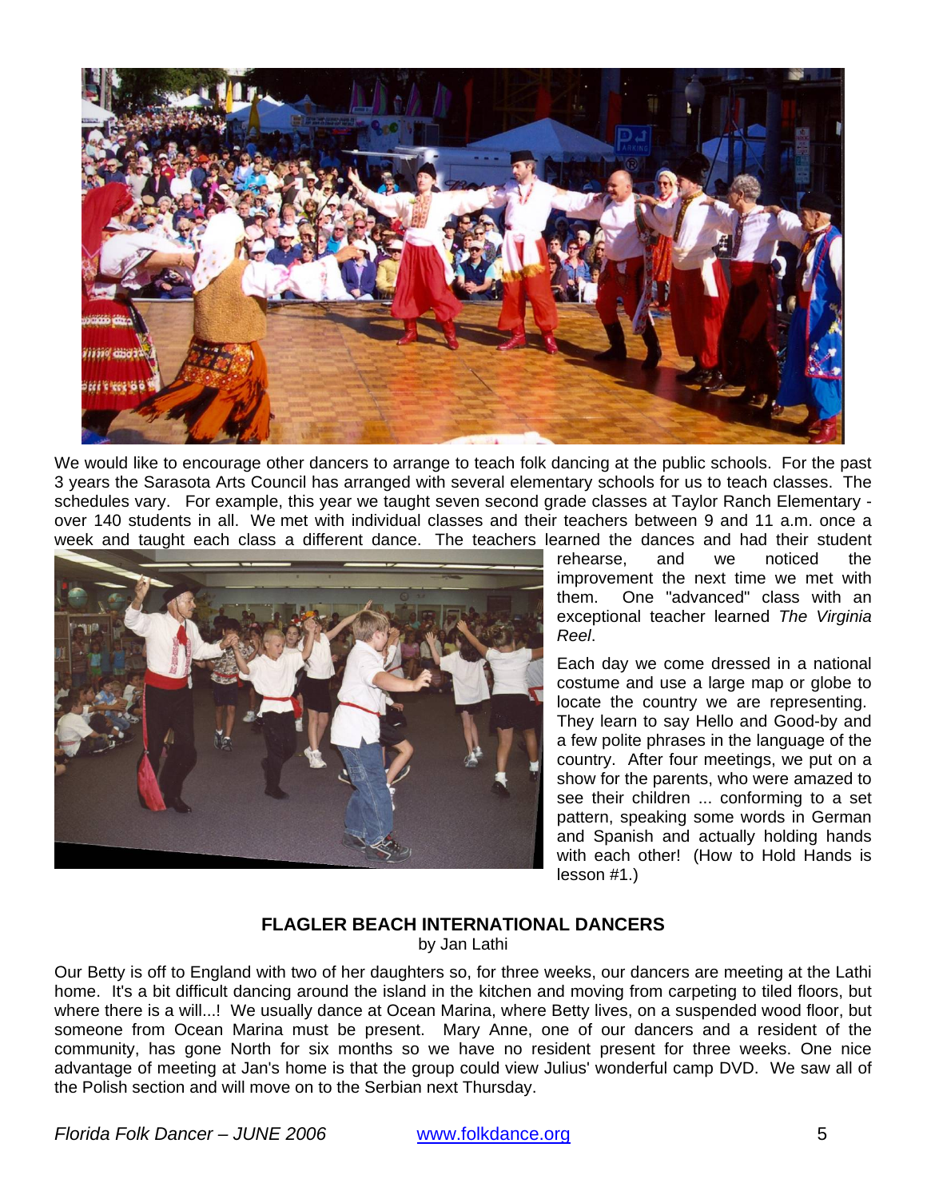We would like to encourage other dancers to arrange to teach folk dancing at the public schools. For the past 3 years the Sarasota Arts Council has arranged with several elementary schools for us to teach classes. The schedules vary. For example, this year we taught seven second grade classes at Taylor Ranch Elementary - over 140 students in all. We met with individual classes and their teachers between 9 and 11 a.m. once a week and taught each class a different dance. The teachers learned the dances and had their student rehearse, and we noticed the improvement the next time we met with them. One "advanced" class with an exceptional teacher learned *The Virginia Reel*.

Each day we come dressed in a national costume and use a large map or globe to locate the country we are representing. They learn to say Hello and Good-by and a few polite phrases in the language of the country. After four meetings, we put on a show for the parents, who were amazed to see their children ... conforming to a set pattern, speaking some words in German and Spanish and actually holding hands with each other! (How to Hold Hands is lesson #1.)

### FLAGLER BEACH INTERNATIONAL DANCERS

by Jan Lathi

Our Betty is off to England with two of her daughters so, for three weeks, our dancers are meeting at the Lathi home. It's a bit difficult dancing around the island in the kitchen and moving from carpeting to tiled floors, but where there is a will...! We usually dance at Ocean Marina, where Betty lives, on a suspended wood floor, but someone from Ocean Marina must be present. Mary Anne, one of our dancers and a resident of the community, has gone North for six months so we have no resident present for three weeks. One nice advantage of meeting at Jan's home is that the group could view Julius' wonderful camp DVD. We saw all of the Polish section and will move on to the Serbian next Thursday.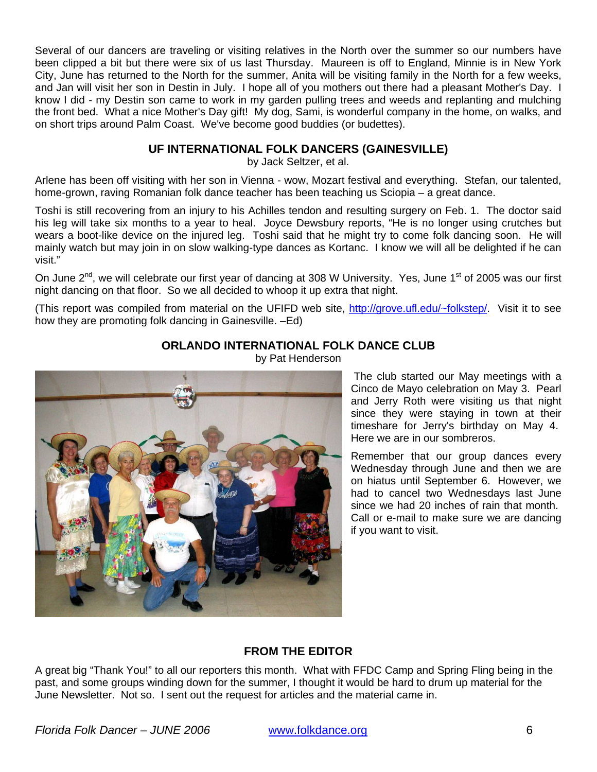Several of our dancers are traveling or visiting relatives in the North over the summer so our numbers have been clipped a bit but there were six of us last Thursday. Maureen is off to England, Minnie is in New York City, June has returned to the North for the summer, Anita will be visiting family in the North for a few weeks, and Jan will visit her son in Destin in July. I hope all of you mothers out there had a pleasant Mother's Day. I know I did - my Destin son came to work in my garden pulling trees and weeds and replanting and mulching the front bed. What a nice Mother's Day gift! My dog, Sami, is wonderful company in the home, on walks, and on short trips around Palm Coast. We've become good buddies (or budettes).

## UF INTERNATIONAL FOLK DANCERS (GAINESVILLE)

by Jack Seltzer, et al.

Arlene has been off visiting with her son in Vienna - wow, Mozart festival and everything. Stefan, our talented, home-grown, raving Romanian folk dance teacher has been teaching us Sciopia – a great dance.

Toshi is still recovering from an injury to his Achilles tendon and resulting surgery on Feb. 1. The doctor said his leg will take six months to a year to heal. Joyce Dewsbury reports, "He is no longer using crutches but wears a boot-like device on the injured leg. Toshi said that he might try to come folk dancing soon. He will mainly watch but may join in on slow walking-type dances as Kortanc. I know we will all be delighted if he can visit."

On June 2nd, we will celebrate our first year of dancing at 308 W University. Yes, June 1st of 2005 was our first night dancing on that floor. So we all decided to whoop it up extra that night.

(This report was compiled from material on the UFIFD web site, http://grove.ufl.edu/~folkstep/. Visit it to see how they are promoting folk dancing in Gainesville. –Ed)

## ORLANDO INTERNATIONAL FOLK DANCE CLUB

by Pat Henderson

The club started our May meetings with a Cinco de Mayo celebration on May 3. Pearl and Jerry Roth were visiting us that night since they were staying in town at their timeshare for Jerry's birthday on May 4. Here we are in our sombreros.

Remember that our group dances every Wednesday through June and then we are on hiatus until September 6. However, we had to cancel two Wednesdays last June since we had 20 inches of rain that month. Call or e-mail to make sure we are dancing if you want to visit.

## FROM THE EDITOR

A great big "Thank You!" to all our reporters this month. What with FFDC Camp and Spring Fling being in the past, and some groups winding down for the summer, I thought it would be hard to drum up material for the June Newsletter. Not so. I sent out the request for articles and the material came in.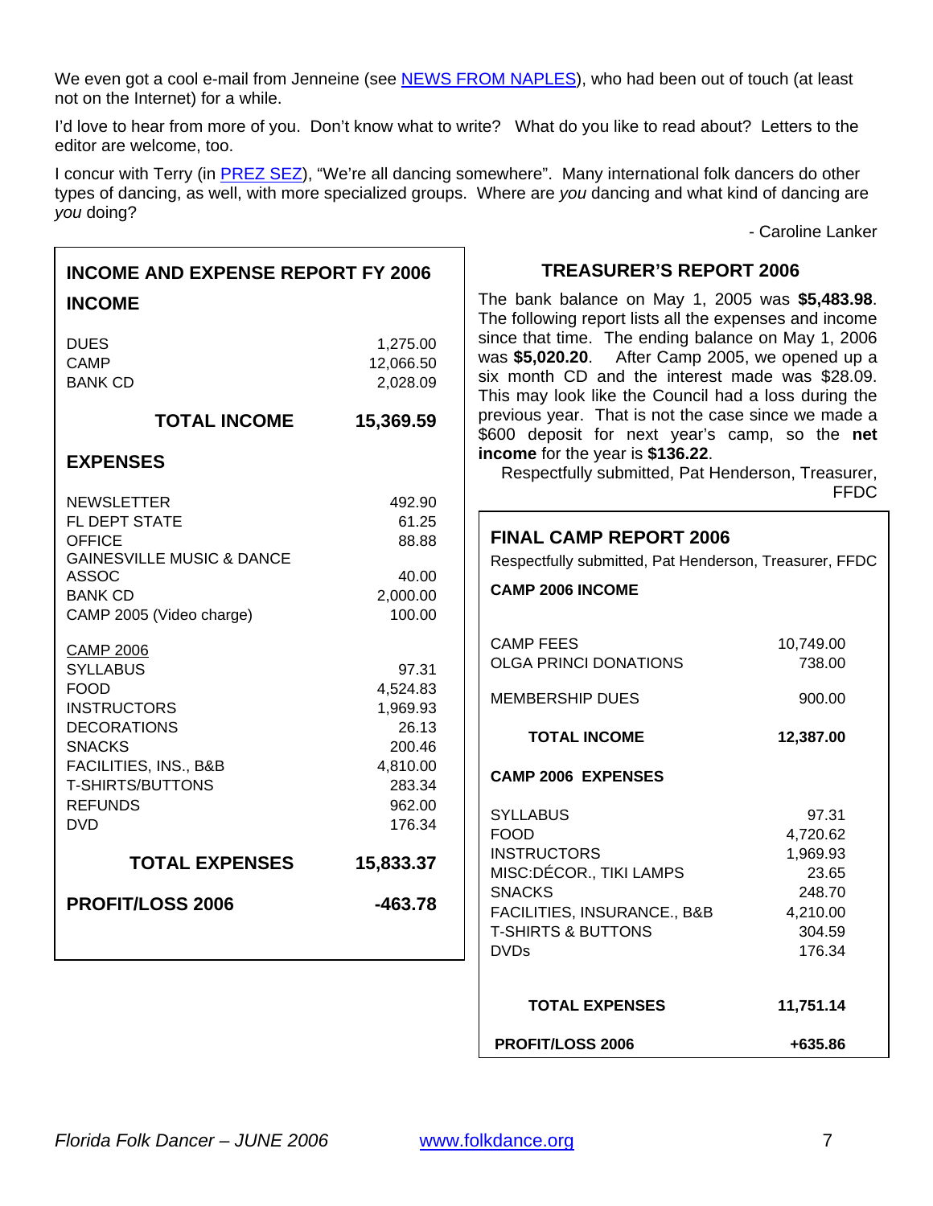We even got a cool e-mail from Jenneine (see NEWS FROM NAPLES), who had been out of touch (at least not on the Internet) for a while.

I'd love to hear from more of you. Don't know what to write? What do you like to read about? Letters to the editor are welcome, too.

I concur with Terry (in PREZ SEZ), "We're all dancing somewhere". Many international folk dancers do other types of dancing, as well, with more specialized groups. Where are *you* dancing and what kind of dancing are *you* doing?

- Caroline Lanker

## INCOME AND EXPENSE REPORT FY 2006

### INCOME

| | |
|---|---|
| DUES | 1,275.00 |
| CAMP | 12,066.50 |
| BANK CD | 2,028.09 |
| **TOTAL INCOME** | **15,369.59** |

### EXPENSES

| | |
|---|---|
| NEWSLETTER | 492.90 |
| FL DEPT STATE | 61.25 |
| OFFICE | 88.88 |
| GAINESVILLE MUSIC & DANCE ASSOC | 40.00 |
| BANK CD | 2,000.00 |
| CAMP 2005 (Video charge) | 100.00 |
| CAMP 2006 | |
| SYLLABUS | 97.31 |
| FOOD | 4,524.83 |
| INSTRUCTORS | 1,969.93 |
| DECORATIONS | 26.13 |
| SNACKS | 200.46 |
| FACILITIES, INS., B&B | 4,810.00 |
| T-SHIRTS/BUTTONS | 283.34 |
| REFUNDS | 962.00 |
| DVD | 176.34 |
| **TOTAL EXPENSES** | **15,833.37** |
| **PROFIT/LOSS 2006** | **-463.78** |

## TREASURER'S REPORT 2006

The bank balance on May 1, 2005 was **$5,483.98**. The following report lists all the expenses and income since that time. The ending balance on May 1, 2006 was **$5,020.20**. After Camp 2005, we opened up a six month CD and the interest made was $28.09. This may look like the Council had a loss during the previous year. That is not the case since we made a $600 deposit for next year's camp, so the **net income** for the year is **$136.22**.

Respectfully submitted, Pat Henderson, Treasurer, FFDC

## FINAL CAMP REPORT 2006

Respectfully submitted, Pat Henderson, Treasurer, FFDC

### CAMP 2006 INCOME

| | |
|---|---|
| CAMP FEES | 10,749.00 |
| OLGA PRINCI DONATIONS | 738.00 |
| MEMBERSHIP DUES | 900.00 |
| **TOTAL INCOME** | **12,387.00** |

### CAMP 2006 EXPENSES

| | |
|---|---|
| SYLLABUS | 97.31 |
| FOOD | 4,720.62 |
| INSTRUCTORS | 1,969.93 |
| MISC:DÉCOR., TIKI LAMPS | 23.65 |
| SNACKS | 248.70 |
| FACILITIES, INSURANCE., B&B | 4,210.00 |
| T-SHIRTS & BUTTONS | 304.59 |
| DVDs | 176.34 |
| **TOTAL EXPENSES** | **11,751.14** |
| **PROFIT/LOSS 2006** | **+635.86** |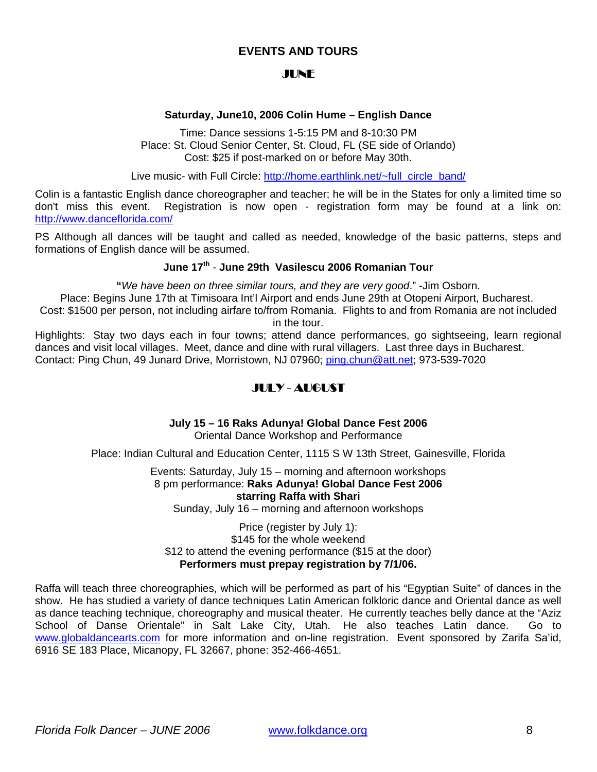## EVENTS AND TOURS

### JUNE

**Saturday, June10, 2006 Colin Hume – English Dance**

Time: Dance sessions 1-5:15 PM and 8-10:30 PM
Place: St. Cloud Senior Center, St. Cloud, FL (SE side of Orlando)
Cost: $25 if post-marked on or before May 30th.

Live music- with Full Circle: http://home.earthlink.net/~full_circle_band/

Colin is a fantastic English dance choreographer and teacher; he will be in the States for only a limited time so don't miss this event. Registration is now open - registration form may be found at a link on: http://www.dancefIorida.com/

PS Although all dances will be taught and called as needed, knowledge of the basic patterns, steps and formations of English dance will be assumed.

**June 17th - June 29th Vasilescu 2006 Romanian Tour**

"*We have been on three similar tours, and they are very good*." -Jim Osborn.
Place: Begins June 17th at Timisoara Int'l Airport and ends June 29th at Otopeni Airport, Bucharest.
Cost: $1500 per person, not including airfare to/from Romania. Flights to and from Romania are not included in the tour.
Highlights: Stay two days each in four towns; attend dance performances, go sightseeing, learn regional dances and visit local villages. Meet, dance and dine with rural villagers. Last three days in Bucharest.
Contact: Ping Chun, 49 Junard Drive, Morristown, NJ 07960; ping.chun@att.net; 973-539-7020

### JULY - AUGUST

**July 15 – 16 Raks Adunya! Global Dance Fest 2006**
Oriental Dance Workshop and Performance

Place: Indian Cultural and Education Center, 1115 S W 13th Street, Gainesville, Florida

Events: Saturday, July 15 – morning and afternoon workshops
8 pm performance: **Raks Adunya! Global Dance Fest 2006 starring Raffa with Shari**
Sunday, July 16 – morning and afternoon workshops

Price (register by July 1):
$145 for the whole weekend
$12 to attend the evening performance ($15 at the door)
**Performers must prepay registration by 7/1/06.**

Raffa will teach three choreographies, which will be performed as part of his "Egyptian Suite" of dances in the show. He has studied a variety of dance techniques Latin American folkloric dance and Oriental dance as well as dance teaching technique, choreography and musical theater. He currently teaches belly dance at the "Aziz School of Danse Orientale" in Salt Lake City, Utah. He also teaches Latin dance. Go to www.globaldancearts.com for more information and on-line registration. Event sponsored by Zarifa Sa'id, 6916 SE 183 Place, Micanopy, FL 32667, phone: 352-466-4651.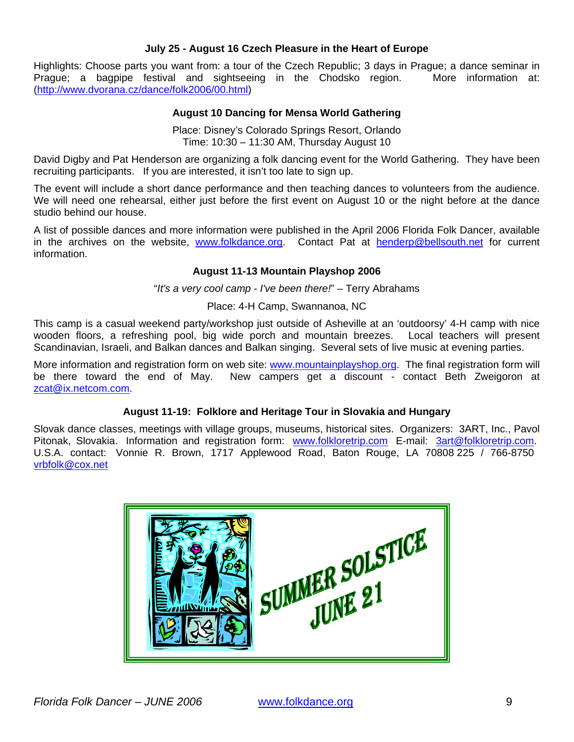### July 25 - August 16 Czech Pleasure in the Heart of Europe

Highlights: Choose parts you want from: a tour of the Czech Republic; 3 days in Prague; a dance seminar in Prague; a bagpipe festival and sightseeing in the Chodsko region. More information at: (http://www.dvorana.cz/dance/folk2006/00.html)

### August 10 Dancing for Mensa World Gathering

Place: Disney's Colorado Springs Resort, Orlando
Time: 10:30 – 11:30 AM, Thursday August 10

David Digby and Pat Henderson are organizing a folk dancing event for the World Gathering. They have been recruiting participants. If you are interested, it isn't too late to sign up.

The event will include a short dance performance and then teaching dances to volunteers from the audience. We will need one rehearsal, either just before the first event on August 10 or the night before at the dance studio behind our house.

A list of possible dances and more information were published in the April 2006 Florida Folk Dancer, available in the archives on the website, www.folkdance.org. Contact Pat at henderp@bellsouth.net for current information.

### August 11-13 Mountain Playshop 2006

"*It's a very cool camp - I've been there!*" – Terry Abrahams

Place: 4-H Camp, Swannanoa, NC

This camp is a casual weekend party/workshop just outside of Asheville at an 'outdoorsy' 4-H camp with nice wooden floors, a refreshing pool, big wide porch and mountain breezes. Local teachers will present Scandinavian, Israeli, and Balkan dances and Balkan singing. Several sets of live music at evening parties.

More information and registration form on web site: www.mountainplayshop.org. The final registration form will be there toward the end of May. New campers get a discount - contact Beth Zweigoron at zcat@ix.netcom.com.

### August 11-19: Folklore and Heritage Tour in Slovakia and Hungary

Slovak dance classes, meetings with village groups, museums, historical sites. Organizers: 3ART, Inc., Pavol Pitonak, Slovakia. Information and registration form: www.folkloretrip.com E-mail: 3art@folkloretrip.com. U.S.A. contact: Vonnie R. Brown, 1717 Applewood Road, Baton Rouge, LA 70808 225 / 766-8750 vrbfolk@cox.net

SUMMER SOLSTICE
JUNE 21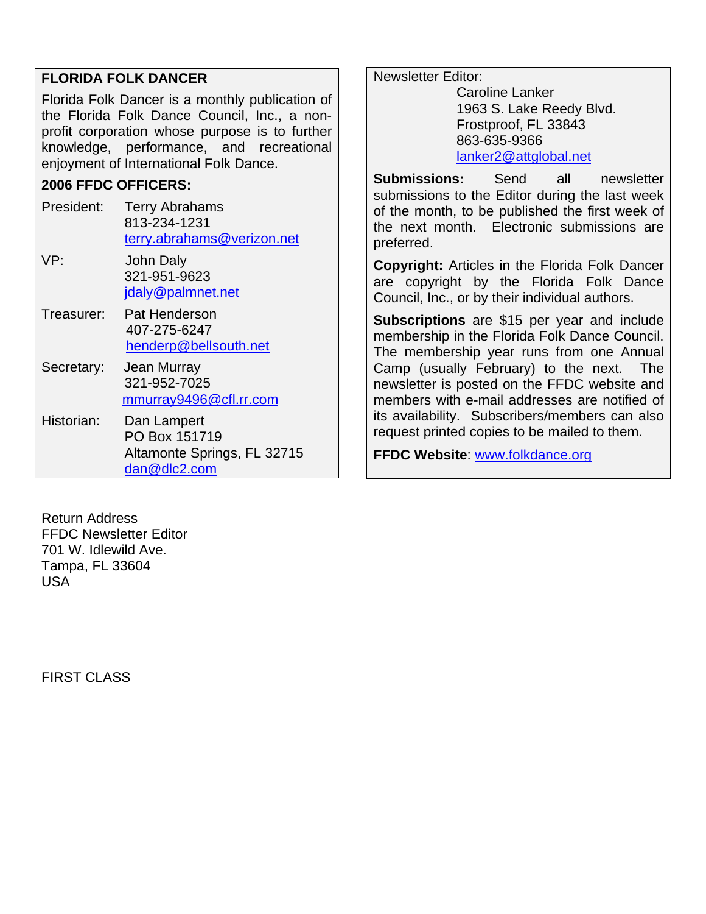**FLORIDA FOLK DANCER**

Florida Folk Dancer is a monthly publication of the Florida Folk Dance Council, Inc., a non-profit corporation whose purpose is to further knowledge, performance, and recreational enjoyment of International Folk Dance.

**2006 FFDC OFFICERS:**

| | |
|---|---|
| President: | Terry Abrahams<br>813-234-1231<br>terry.abrahams@verizon.net |
| VP: | John Daly<br>321-951-9623<br>jdaly@palmnet.net |
| Treasurer: | Pat Henderson<br>407-275-6247<br>henderp@bellsouth.net |
| Secretary: | Jean Murray<br>321-952-7025<br>mmurray9496@cfl.rr.com |
| Historian: | Dan Lampert<br>PO Box 151719<br>Altamonte Springs, FL 32715<br>dan@dlc2.com |

Newsletter Editor:
Caroline Lanker
1963 S. Lake Reedy Blvd.
Frostproof, FL 33843
863-635-9366
lanker2@attglobal.net

**Submissions:** Send all newsletter submissions to the Editor during the last week of the month, to be published the first week of the next month. Electronic submissions are preferred.

**Copyright:** Articles in the Florida Folk Dancer are copyright by the Florida Folk Dance Council, Inc., or by their individual authors.

**Subscriptions** are $15 per year and include membership in the Florida Folk Dance Council. The membership year runs from one Annual Camp (usually February) to the next. The newsletter is posted on the FFDC website and members with e-mail addresses are notified of its availability. Subscribers/members can also request printed copies to be mailed to them.

**FFDC Website**: www.folkdance.org

Return Address
FFDC Newsletter Editor
701 W. Idlewild Ave.
Tampa, FL 33604
USA

FIRST CLASS